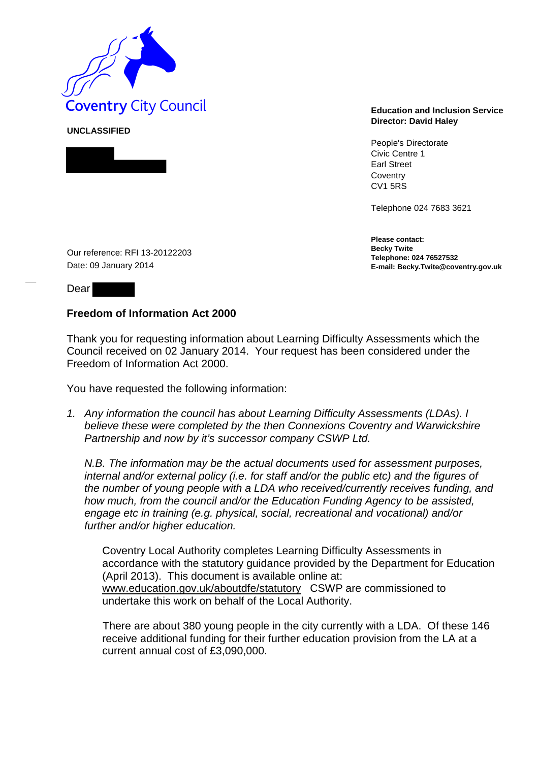Coventry City Council

**UNCLASSIFIED**

**Education and Inclusion Service**
**Director: David Haley**

People's Directorate
Civic Centre 1
Earl Street
Coventry
CV1 5RS

Telephone 024 7683 3621

**Please contact:**
**Becky Twite**
**Telephone: 024 76527532**
**E-mail: Becky.Twite@coventry.gov.uk**

Our reference: RFI 13-20122203
Date: 09 January 2014

Dear

**Freedom of Information Act 2000**

Thank you for requesting information about Learning Difficulty Assessments which the Council received on 02 January 2014. Your request has been considered under the Freedom of Information Act 2000.

You have requested the following information:

1. *Any information the council has about Learning Difficulty Assessments (LDAs). I believe these were completed by the then Connexions Coventry and Warwickshire Partnership and now by it's successor company CSWP Ltd.*

   *N.B. The information may be the actual documents used for assessment purposes, internal and/or external policy (i.e. for staff and/or the public etc) and the figures of the number of young people with a LDA who received/currently receives funding, and how much, from the council and/or the Education Funding Agency to be assisted, engage etc in training (e.g. physical, social, recreational and vocational) and/or further and/or higher education.*

   Coventry Local Authority completes Learning Difficulty Assessments in accordance with the statutory guidance provided by the Department for Education (April 2013). This document is available online at: www.education.gov.uk/aboutdfe/statutory CSWP are commissioned to undertake this work on behalf of the Local Authority.

   There are about 380 young people in the city currently with a LDA. Of these 146 receive additional funding for their further education provision from the LA at a current annual cost of £3,090,000.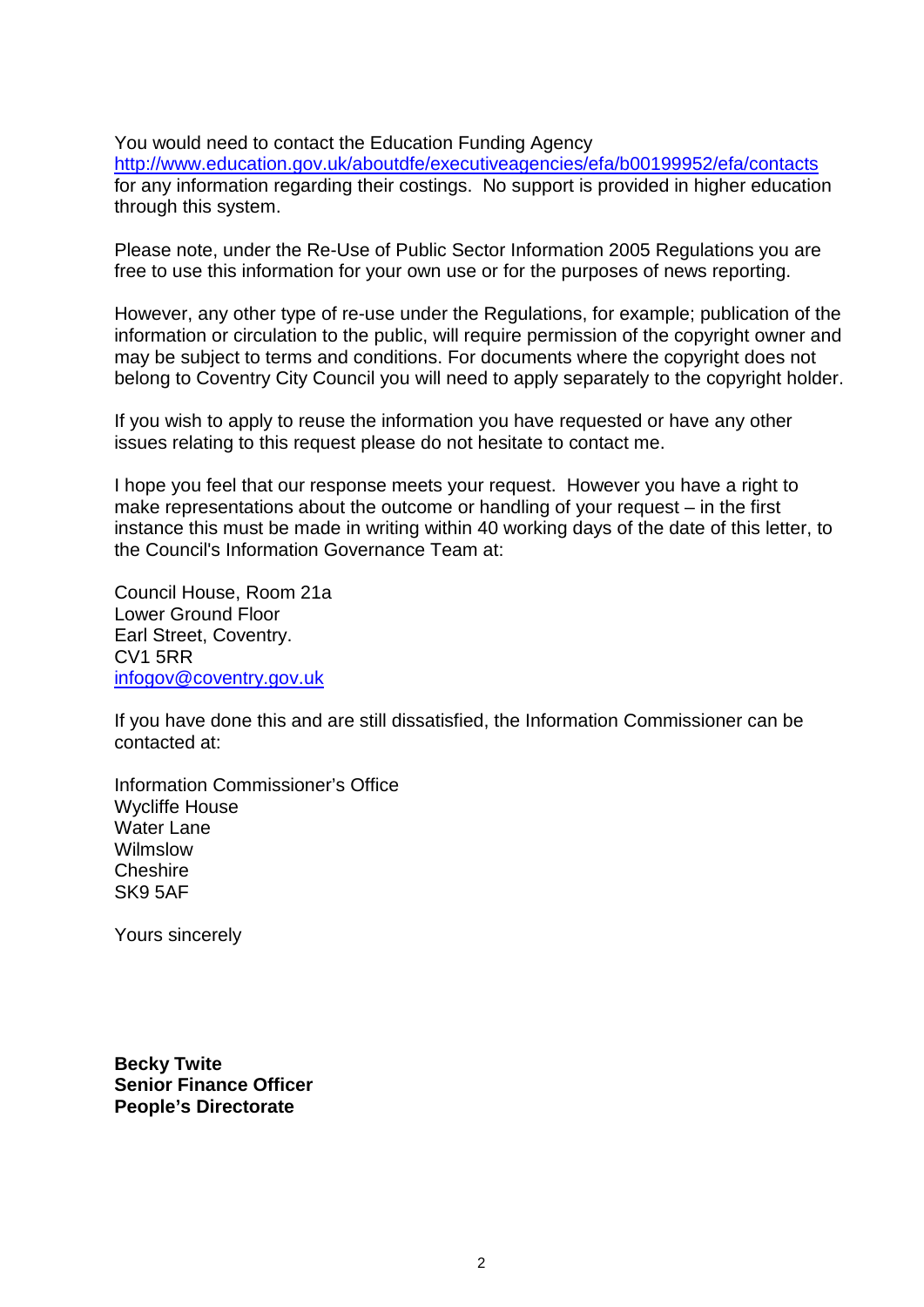You would need to contact the Education Funding Agency http://www.education.gov.uk/aboutdfe/executiveagencies/efa/b00199952/efa/contacts for any information regarding their costings. No support is provided in higher education through this system.

Please note, under the Re-Use of Public Sector Information 2005 Regulations you are free to use this information for your own use or for the purposes of news reporting.

However, any other type of re-use under the Regulations, for example; publication of the information or circulation to the public, will require permission of the copyright owner and may be subject to terms and conditions. For documents where the copyright does not belong to Coventry City Council you will need to apply separately to the copyright holder.

If you wish to apply to reuse the information you have requested or have any other issues relating to this request please do not hesitate to contact me.

I hope you feel that our response meets your request. However you have a right to make representations about the outcome or handling of your request – in the first instance this must be made in writing within 40 working days of the date of this letter, to the Council's Information Governance Team at:

Council House, Room 21a  
Lower Ground Floor  
Earl Street, Coventry.  
CV1 5RR  
infogov@coventry.gov.uk

If you have done this and are still dissatisfied, the Information Commissioner can be contacted at:

Information Commissioner's Office  
Wycliffe House  
Water Lane  
Wilmslow  
Cheshire  
SK9 5AF

Yours sincerely

**Becky Twite**  
**Senior Finance Officer**  
**People's Directorate**